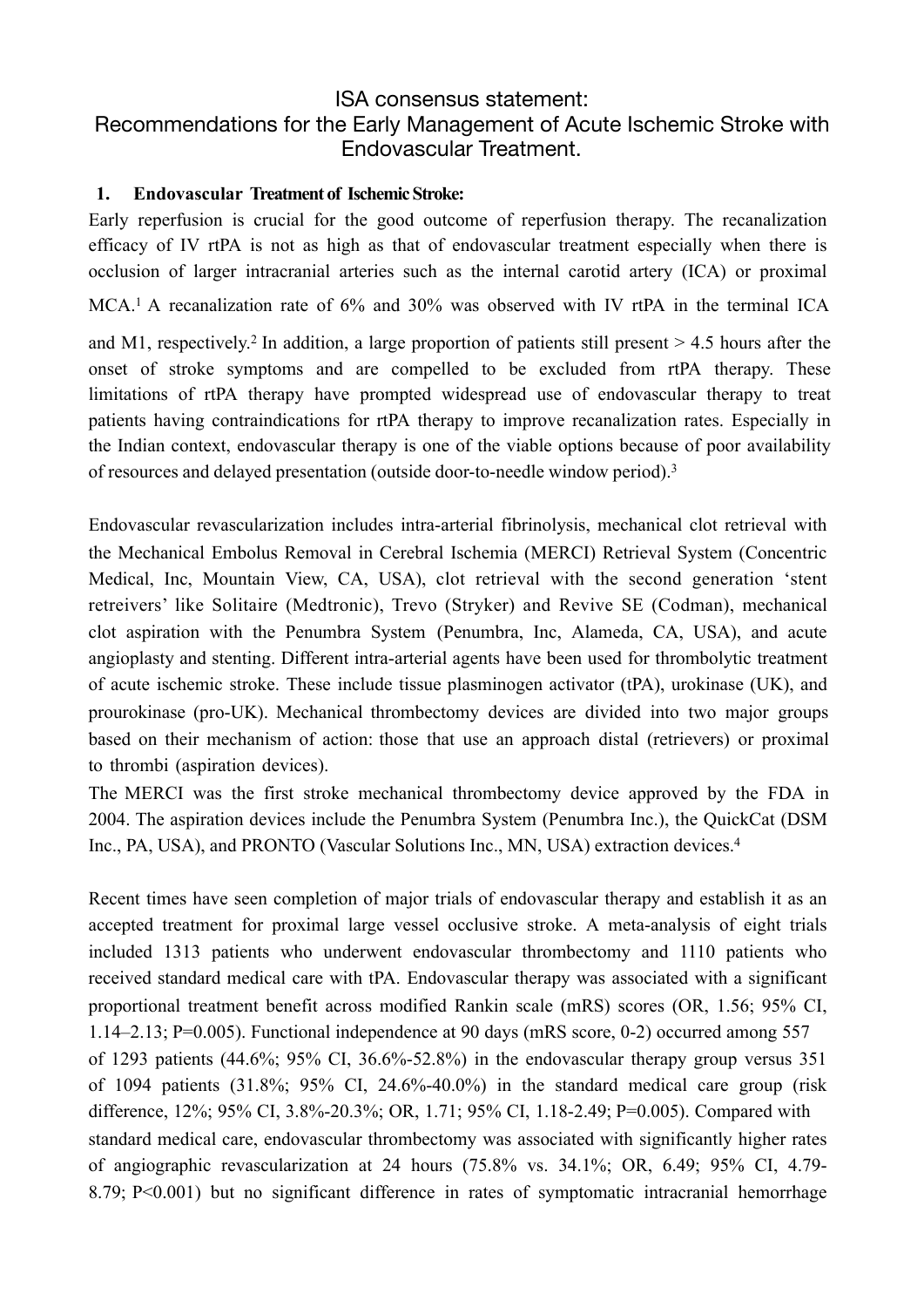# ISA consensus statement:
# Recommendations for the Early Management of Acute Ischemic Stroke with Endovascular Treatment.

## 1. Endovascular Treatment of Ischemic Stroke:

Early reperfusion is crucial for the good outcome of reperfusion therapy. The recanalization efficacy of IV rtPA is not as high as that of endovascular treatment especially when there is occlusion of larger intracranial arteries such as the internal carotid artery (ICA) or proximal MCA.[1] A recanalization rate of 6% and 30% was observed with IV rtPA in the terminal ICA and M1, respectively.[2] In addition, a large proportion of patients still present > 4.5 hours after the onset of stroke symptoms and are compelled to be excluded from rtPA therapy. These limitations of rtPA therapy have prompted widespread use of endovascular therapy to treat patients having contraindications for rtPA therapy to improve recanalization rates. Especially in the Indian context, endovascular therapy is one of the viable options because of poor availability of resources and delayed presentation (outside door-to-needle window period).[3]

Endovascular revascularization includes intra-arterial fibrinolysis, mechanical clot retrieval with the Mechanical Embolus Removal in Cerebral Ischemia (MERCI) Retrieval System (Concentric Medical, Inc, Mountain View, CA, USA), clot retrieval with the second generation 'stent retreivers' like Solitaire (Medtronic), Trevo (Stryker) and Revive SE (Codman), mechanical clot aspiration with the Penumbra System (Penumbra, Inc, Alameda, CA, USA), and acute angioplasty and stenting. Different intra-arterial agents have been used for thrombolytic treatment of acute ischemic stroke. These include tissue plasminogen activator (tPA), urokinase (UK), and prourokinase (pro-UK). Mechanical thrombectomy devices are divided into two major groups based on their mechanism of action: those that use an approach distal (retrievers) or proximal to thrombi (aspiration devices).

The MERCI was the first stroke mechanical thrombectomy device approved by the FDA in 2004. The aspiration devices include the Penumbra System (Penumbra Inc.), the QuickCat (DSM Inc., PA, USA), and PRONTO (Vascular Solutions Inc., MN, USA) extraction devices.[4]

Recent times have seen completion of major trials of endovascular therapy and establish it as an accepted treatment for proximal large vessel occlusive stroke. A meta-analysis of eight trials included 1313 patients who underwent endovascular thrombectomy and 1110 patients who received standard medical care with tPA. Endovascular therapy was associated with a significant proportional treatment benefit across modified Rankin scale (mRS) scores (OR, 1.56; 95% CI, 1.14–2.13; P=0.005). Functional independence at 90 days (mRS score, 0-2) occurred among 557 of 1293 patients (44.6%; 95% CI, 36.6%-52.8%) in the endovascular therapy group versus 351 of 1094 patients (31.8%; 95% CI, 24.6%-40.0%) in the standard medical care group (risk difference, 12%; 95% CI, 3.8%-20.3%; OR, 1.71; 95% CI, 1.18-2.49; P=0.005). Compared with standard medical care, endovascular thrombectomy was associated with significantly higher rates of angiographic revascularization at 24 hours (75.8% vs. 34.1%; OR, 6.49; 95% CI, 4.79-8.79; P<0.001) but no significant difference in rates of symptomatic intracranial hemorrhage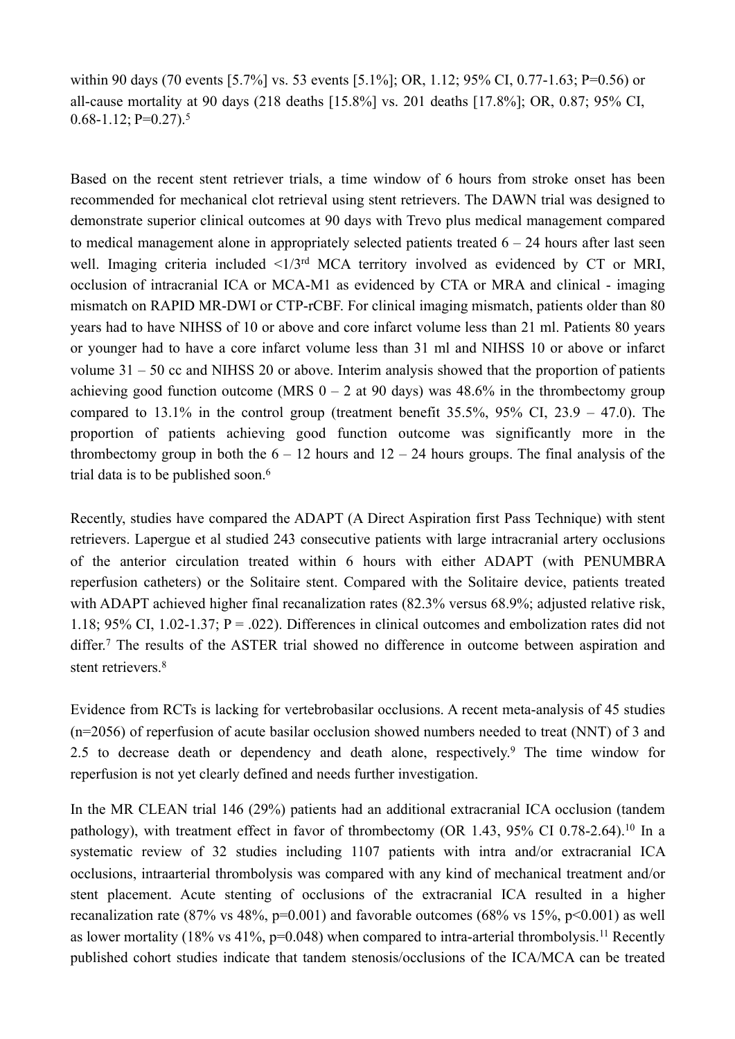within 90 days (70 events [5.7%] vs. 53 events [5.1%]; OR, 1.12; 95% CI, 0.77-1.63; P=0.56) or all-cause mortality at 90 days (218 deaths [15.8%] vs. 201 deaths [17.8%]; OR, 0.87; 95% CI, 0.68-1.12; P=0.27).[5]

Based on the recent stent retriever trials, a time window of 6 hours from stroke onset has been recommended for mechanical clot retrieval using stent retrievers. The DAWN trial was designed to demonstrate superior clinical outcomes at 90 days with Trevo plus medical management compared to medical management alone in appropriately selected patients treated 6 – 24 hours after last seen well. Imaging criteria included <1/3$^{rd}$ MCA territory involved as evidenced by CT or MRI, occlusion of intracranial ICA or MCA-M1 as evidenced by CTA or MRA and clinical - imaging mismatch on RAPID MR-DWI or CTP-rCBF. For clinical imaging mismatch, patients older than 80 years had to have NIHSS of 10 or above and core infarct volume less than 21 ml. Patients 80 years or younger had to have a core infarct volume less than 31 ml and NIHSS 10 or above or infarct volume 31 – 50 cc and NIHSS 20 or above. Interim analysis showed that the proportion of patients achieving good function outcome (MRS 0 – 2 at 90 days) was 48.6% in the thrombectomy group compared to 13.1% in the control group (treatment benefit 35.5%, 95% CI, 23.9 – 47.0). The proportion of patients achieving good function outcome was significantly more in the thrombectomy group in both the 6 – 12 hours and 12 – 24 hours groups. The final analysis of the trial data is to be published soon.[6]

Recently, studies have compared the ADAPT (A Direct Aspiration first Pass Technique) with stent retrievers. Lapergue et al studied 243 consecutive patients with large intracranial artery occlusions of the anterior circulation treated within 6 hours with either ADAPT (with PENUMBRA reperfusion catheters) or the Solitaire stent. Compared with the Solitaire device, patients treated with ADAPT achieved higher final recanalization rates (82.3% versus 68.9%; adjusted relative risk, 1.18; 95% CI, 1.02-1.37; P = .022). Differences in clinical outcomes and embolization rates did not differ.[7] The results of the ASTER trial showed no difference in outcome between aspiration and stent retrievers.[8]

Evidence from RCTs is lacking for vertebrobasilar occlusions. A recent meta-analysis of 45 studies (n=2056) of reperfusion of acute basilar occlusion showed numbers needed to treat (NNT) of 3 and 2.5 to decrease death or dependency and death alone, respectively.[9] The time window for reperfusion is not yet clearly defined and needs further investigation.

In the MR CLEAN trial 146 (29%) patients had an additional extracranial ICA occlusion (tandem pathology), with treatment effect in favor of thrombectomy (OR 1.43, 95% CI 0.78-2.64).[10] In a systematic review of 32 studies including 1107 patients with intra and/or extracranial ICA occlusions, intraarterial thrombolysis was compared with any kind of mechanical treatment and/or stent placement. Acute stenting of occlusions of the extracranial ICA resulted in a higher recanalization rate (87% vs 48%, p=0.001) and favorable outcomes (68% vs 15%, p<0.001) as well as lower mortality (18% vs 41%, p=0.048) when compared to intra-arterial thrombolysis.[11] Recently published cohort studies indicate that tandem stenosis/occlusions of the ICA/MCA can be treated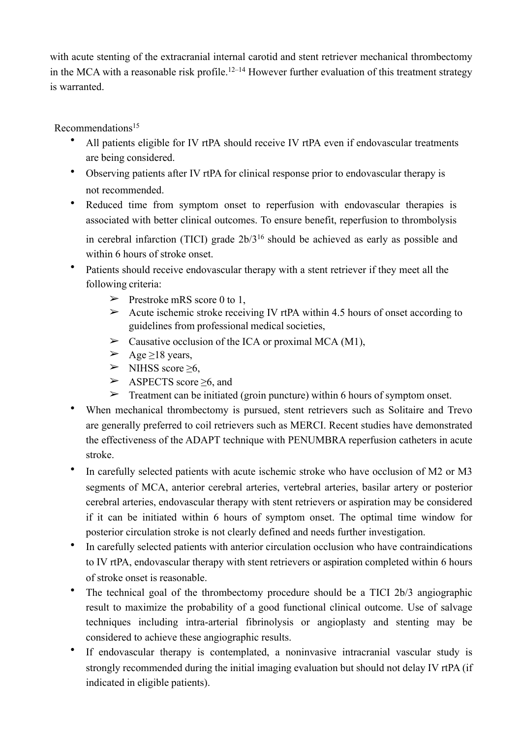with acute stenting of the extracranial internal carotid and stent retriever mechanical thrombectomy in the MCA with a reasonable risk profile.[12–14] However further evaluation of this treatment strategy is warranted.

Recommendations[15]

- All patients eligible for IV rtPA should receive IV rtPA even if endovascular treatments are being considered.
- Observing patients after IV rtPA for clinical response prior to endovascular therapy is not recommended.
- Reduced time from symptom onset to reperfusion with endovascular therapies is associated with better clinical outcomes. To ensure benefit, reperfusion to thrombolysis in cerebral infarction (TICI) grade 2b/3[16] should be achieved as early as possible and within 6 hours of stroke onset.
- Patients should receive endovascular therapy with a stent retriever if they meet all the following criteria:
    - Prestroke mRS score 0 to 1,
    - Acute ischemic stroke receiving IV rtPA within 4.5 hours of onset according to guidelines from professional medical societies,
    - Causative occlusion of the ICA or proximal MCA (M1),
    - Age ≥18 years,
    - NIHSS score ≥6,
    - ASPECTS score ≥6, and
    - Treatment can be initiated (groin puncture) within 6 hours of symptom onset.
- When mechanical thrombectomy is pursued, stent retrievers such as Solitaire and Trevo are generally preferred to coil retrievers such as MERCI. Recent studies have demonstrated the effectiveness of the ADAPT technique with PENUMBRA reperfusion catheters in acute stroke.
- In carefully selected patients with acute ischemic stroke who have occlusion of M2 or M3 segments of MCA, anterior cerebral arteries, vertebral arteries, basilar artery or posterior cerebral arteries, endovascular therapy with stent retrievers or aspiration may be considered if it can be initiated within 6 hours of symptom onset. The optimal time window for posterior circulation stroke is not clearly defined and needs further investigation.
- In carefully selected patients with anterior circulation occlusion who have contraindications to IV rtPA, endovascular therapy with stent retrievers or aspiration completed within 6 hours of stroke onset is reasonable.
- The technical goal of the thrombectomy procedure should be a TICI 2b/3 angiographic result to maximize the probability of a good functional clinical outcome. Use of salvage techniques including intra-arterial fibrinolysis or angioplasty and stenting may be considered to achieve these angiographic results.
- If endovascular therapy is contemplated, a noninvasive intracranial vascular study is strongly recommended during the initial imaging evaluation but should not delay IV rtPA (if indicated in eligible patients).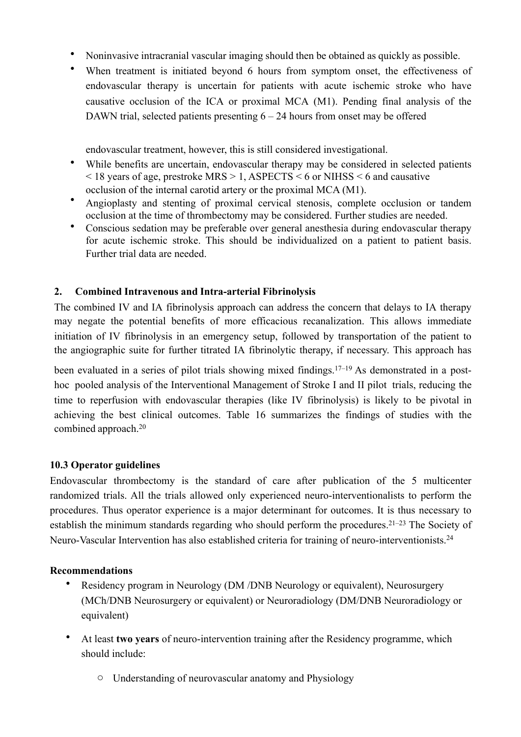- Noninvasive intracranial vascular imaging should then be obtained as quickly as possible.
- When treatment is initiated beyond 6 hours from symptom onset, the effectiveness of endovascular therapy is uncertain for patients with acute ischemic stroke who have causative occlusion of the ICA or proximal MCA (M1). Pending final analysis of the DAWN trial, selected patients presenting 6 – 24 hours from onset may be offered endovascular treatment, however, this is still considered investigational.
- While benefits are uncertain, endovascular therapy may be considered in selected patients < 18 years of age, prestroke MRS > 1, ASPECTS < 6 or NIHSS < 6 and causative occlusion of the internal carotid artery or the proximal MCA (M1).
- Angioplasty and stenting of proximal cervical stenosis, complete occlusion or tandem occlusion at the time of thrombectomy may be considered. Further studies are needed.
- Conscious sedation may be preferable over general anesthesia during endovascular therapy for acute ischemic stroke. This should be individualized on a patient to patient basis. Further trial data are needed.

**2. Combined Intravenous and Intra-arterial Fibrinolysis**

The combined IV and IA fibrinolysis approach can address the concern that delays to IA therapy may negate the potential benefits of more efficacious recanalization. This allows immediate initiation of IV fibrinolysis in an emergency setup, followed by transportation of the patient to the angiographic suite for further titrated IA fibrinolytic therapy, if necessary. This approach has been evaluated in a series of pilot trials showing mixed findings.[17–19] As demonstrated in a post-hoc pooled analysis of the Interventional Management of Stroke I and II pilot trials, reducing the time to reperfusion with endovascular therapies (like IV fibrinolysis) is likely to be pivotal in achieving the best clinical outcomes. Table 16 summarizes the findings of studies with the combined approach.[20]

### 10.3 Operator guidelines

Endovascular thrombectomy is the standard of care after publication of the 5 multicenter randomized trials. All the trials allowed only experienced neuro-interventionalists to perform the procedures. Thus operator experience is a major determinant for outcomes. It is thus necessary to establish the minimum standards regarding who should perform the procedures.[21–23] The Society of Neuro-Vascular Intervention has also established criteria for training of neuro-interventionists.[24]

**Recommendations**

- Residency program in Neurology (DM /DNB Neurology or equivalent), Neurosurgery (MCh/DNB Neurosurgery or equivalent) or Neuroradiology (DM/DNB Neuroradiology or equivalent)
- At least **two years** of neuro-intervention training after the Residency programme, which should include:
  - Understanding of neurovascular anatomy and Physiology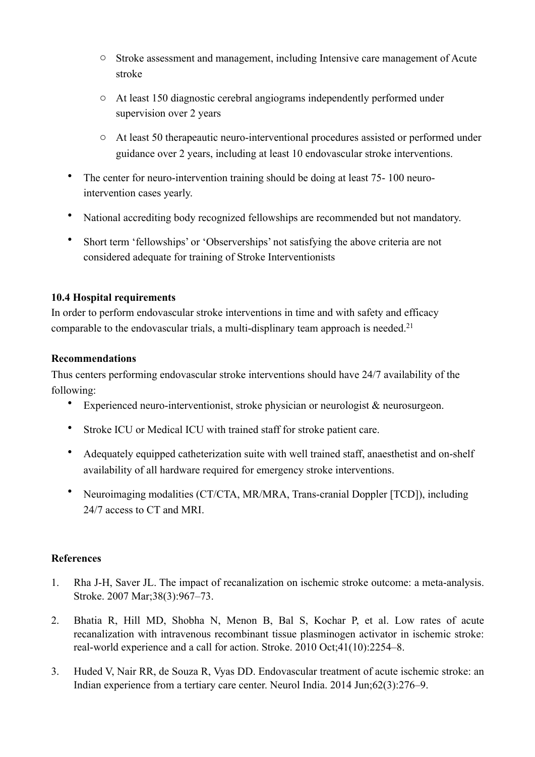- Stroke assessment and management, including Intensive care management of Acute stroke
  - At least 150 diagnostic cerebral angiograms independently performed under supervision over 2 years
  - At least 50 therapeautic neuro-interventional procedures assisted or performed under guidance over 2 years, including at least 10 endovascular stroke interventions.
- The center for neuro-intervention training should be doing at least 75- 100 neuro-intervention cases yearly.
- National accrediting body recognized fellowships are recommended but not mandatory.
- Short term 'fellowships' or 'Observerships' not satisfying the above criteria are not considered adequate for training of Stroke Interventionists

**10.4 Hospital requirements**

In order to perform endovascular stroke interventions in time and with safety and efficacy comparable to the endovascular trials, a multi-displinary team approach is needed.[21]

**Recommendations**

Thus centers performing endovascular stroke interventions should have 24/7 availability of the following:

- Experienced neuro-interventionist, stroke physician or neurologist & neurosurgeon.
- Stroke ICU or Medical ICU with trained staff for stroke patient care.
- Adequately equipped catheterization suite with well trained staff, anaesthetist and on-shelf availability of all hardware required for emergency stroke interventions.
- Neuroimaging modalities (CT/CTA, MR/MRA, Trans-cranial Doppler [TCD]), including 24/7 access to CT and MRI.

**References**

1. Rha J-H, Saver JL. The impact of recanalization on ischemic stroke outcome: a meta-analysis. Stroke. 2007 Mar;38(3):967–73.
2. Bhatia R, Hill MD, Shobha N, Menon B, Bal S, Kochar P, et al. Low rates of acute recanalization with intravenous recombinant tissue plasminogen activator in ischemic stroke: real-world experience and a call for action. Stroke. 2010 Oct;41(10):2254–8.
3. Huded V, Nair RR, de Souza R, Vyas DD. Endovascular treatment of acute ischemic stroke: an Indian experience from a tertiary care center. Neurol India. 2014 Jun;62(3):276–9.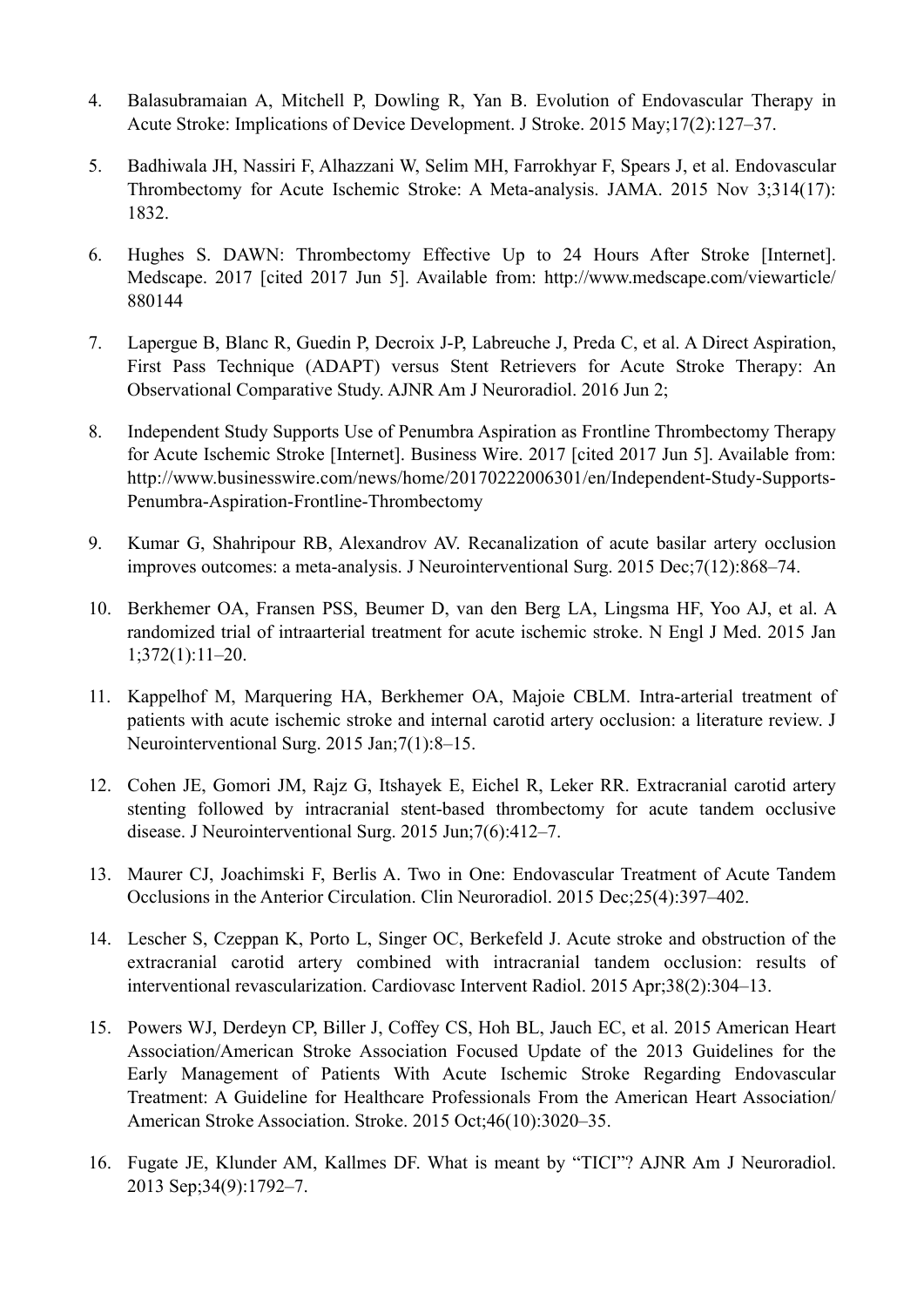4. Balasubramaian A, Mitchell P, Dowling R, Yan B. Evolution of Endovascular Therapy in Acute Stroke: Implications of Device Development. J Stroke. 2015 May;17(2):127–37.

5. Badhiwala JH, Nassiri F, Alhazzani W, Selim MH, Farrokhyar F, Spears J, et al. Endovascular Thrombectomy for Acute Ischemic Stroke: A Meta-analysis. JAMA. 2015 Nov 3;314(17): 1832.

6. Hughes S. DAWN: Thrombectomy Effective Up to 24 Hours After Stroke [Internet]. Medscape. 2017 [cited 2017 Jun 5]. Available from: http://www.medscape.com/viewarticle/880144

7. Lapergue B, Blanc R, Guedin P, Decroix J-P, Labreuche J, Preda C, et al. A Direct Aspiration, First Pass Technique (ADAPT) versus Stent Retrievers for Acute Stroke Therapy: An Observational Comparative Study. AJNR Am J Neuroradiol. 2016 Jun 2;

8. Independent Study Supports Use of Penumbra Aspiration as Frontline Thrombectomy Therapy for Acute Ischemic Stroke [Internet]. Business Wire. 2017 [cited 2017 Jun 5]. Available from: http://www.businesswire.com/news/home/20170222006301/en/Independent-Study-Supports-Penumbra-Aspiration-Frontline-Thrombectomy

9. Kumar G, Shahripour RB, Alexandrov AV. Recanalization of acute basilar artery occlusion improves outcomes: a meta-analysis. J Neurointerventional Surg. 2015 Dec;7(12):868–74.

10. Berkhemer OA, Fransen PSS, Beumer D, van den Berg LA, Lingsma HF, Yoo AJ, et al. A randomized trial of intraarterial treatment for acute ischemic stroke. N Engl J Med. 2015 Jan 1;372(1):11–20.

11. Kappelhof M, Marquering HA, Berkhemer OA, Majoie CBLM. Intra-arterial treatment of patients with acute ischemic stroke and internal carotid artery occlusion: a literature review. J Neurointerventional Surg. 2015 Jan;7(1):8–15.

12. Cohen JE, Gomori JM, Rajz G, Itshayek E, Eichel R, Leker RR. Extracranial carotid artery stenting followed by intracranial stent-based thrombectomy for acute tandem occlusive disease. J Neurointerventional Surg. 2015 Jun;7(6):412–7.

13. Maurer CJ, Joachimski F, Berlis A. Two in One: Endovascular Treatment of Acute Tandem Occlusions in the Anterior Circulation. Clin Neuroradiol. 2015 Dec;25(4):397–402.

14. Lescher S, Czeppan K, Porto L, Singer OC, Berkefeld J. Acute stroke and obstruction of the extracranial carotid artery combined with intracranial tandem occlusion: results of interventional revascularization. Cardiovasc Intervent Radiol. 2015 Apr;38(2):304–13.

15. Powers WJ, Derdeyn CP, Biller J, Coffey CS, Hoh BL, Jauch EC, et al. 2015 American Heart Association/American Stroke Association Focused Update of the 2013 Guidelines for the Early Management of Patients With Acute Ischemic Stroke Regarding Endovascular Treatment: A Guideline for Healthcare Professionals From the American Heart Association/American Stroke Association. Stroke. 2015 Oct;46(10):3020–35.

16. Fugate JE, Klunder AM, Kallmes DF. What is meant by "TICI"? AJNR Am J Neuroradiol. 2013 Sep;34(9):1792–7.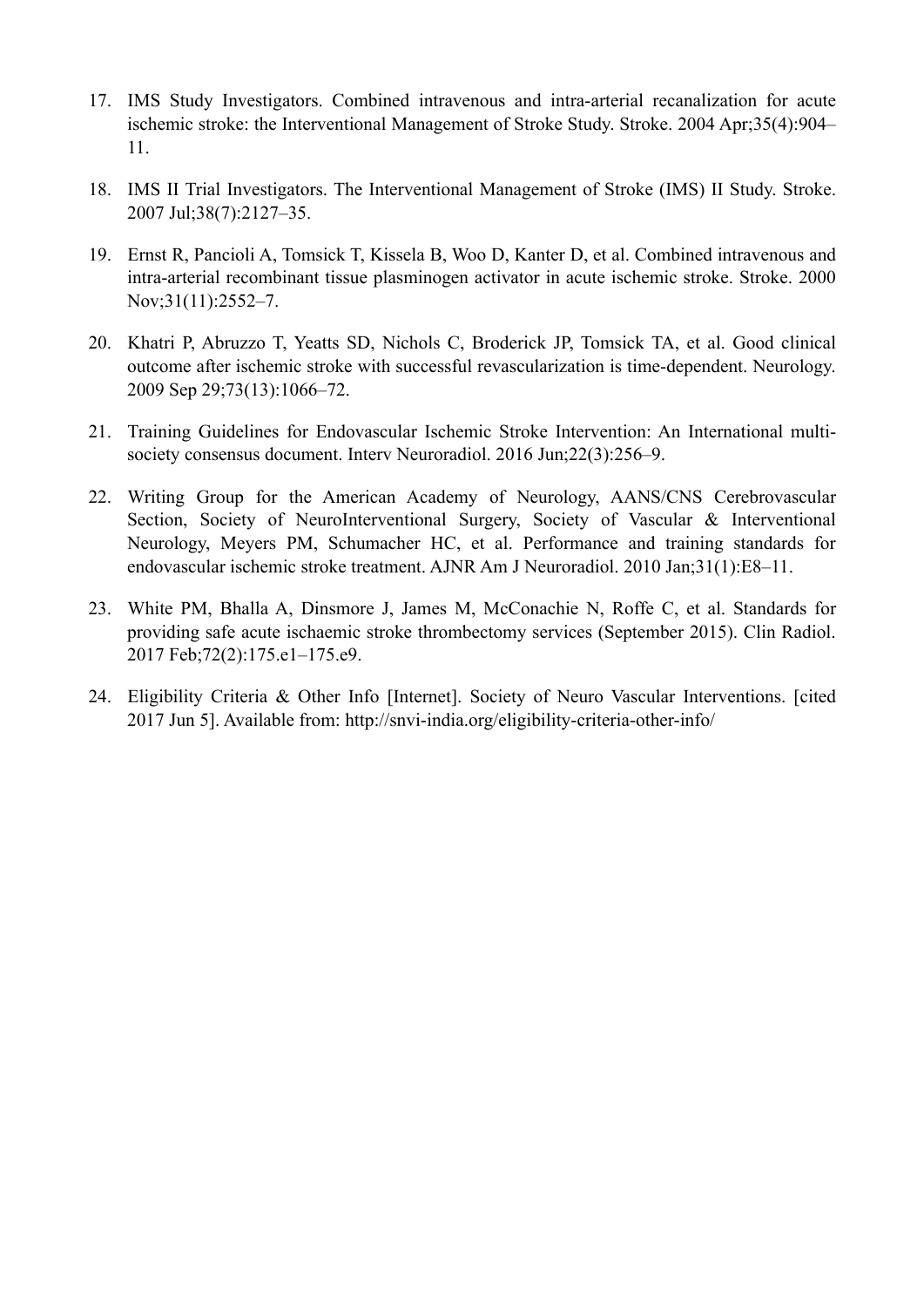17. IMS Study Investigators. Combined intravenous and intra-arterial recanalization for acute ischemic stroke: the Interventional Management of Stroke Study. Stroke. 2004 Apr;35(4):904–11.

18. IMS II Trial Investigators. The Interventional Management of Stroke (IMS) II Study. Stroke. 2007 Jul;38(7):2127–35.

19. Ernst R, Pancioli A, Tomsick T, Kissela B, Woo D, Kanter D, et al. Combined intravenous and intra-arterial recombinant tissue plasminogen activator in acute ischemic stroke. Stroke. 2000 Nov;31(11):2552–7.

20. Khatri P, Abruzzo T, Yeatts SD, Nichols C, Broderick JP, Tomsick TA, et al. Good clinical outcome after ischemic stroke with successful revascularization is time-dependent. Neurology. 2009 Sep 29;73(13):1066–72.

21. Training Guidelines for Endovascular Ischemic Stroke Intervention: An International multi-society consensus document. Interv Neuroradiol. 2016 Jun;22(3):256–9.

22. Writing Group for the American Academy of Neurology, AANS/CNS Cerebrovascular Section, Society of NeuroInterventional Surgery, Society of Vascular & Interventional Neurology, Meyers PM, Schumacher HC, et al. Performance and training standards for endovascular ischemic stroke treatment. AJNR Am J Neuroradiol. 2010 Jan;31(1):E8–11.

23. White PM, Bhalla A, Dinsmore J, James M, McConachie N, Roffe C, et al. Standards for providing safe acute ischaemic stroke thrombectomy services (September 2015). Clin Radiol. 2017 Feb;72(2):175.e1–175.e9.

24. Eligibility Criteria & Other Info [Internet]. Society of Neuro Vascular Interventions. [cited 2017 Jun 5]. Available from: http://snvi-india.org/eligibility-criteria-other-info/